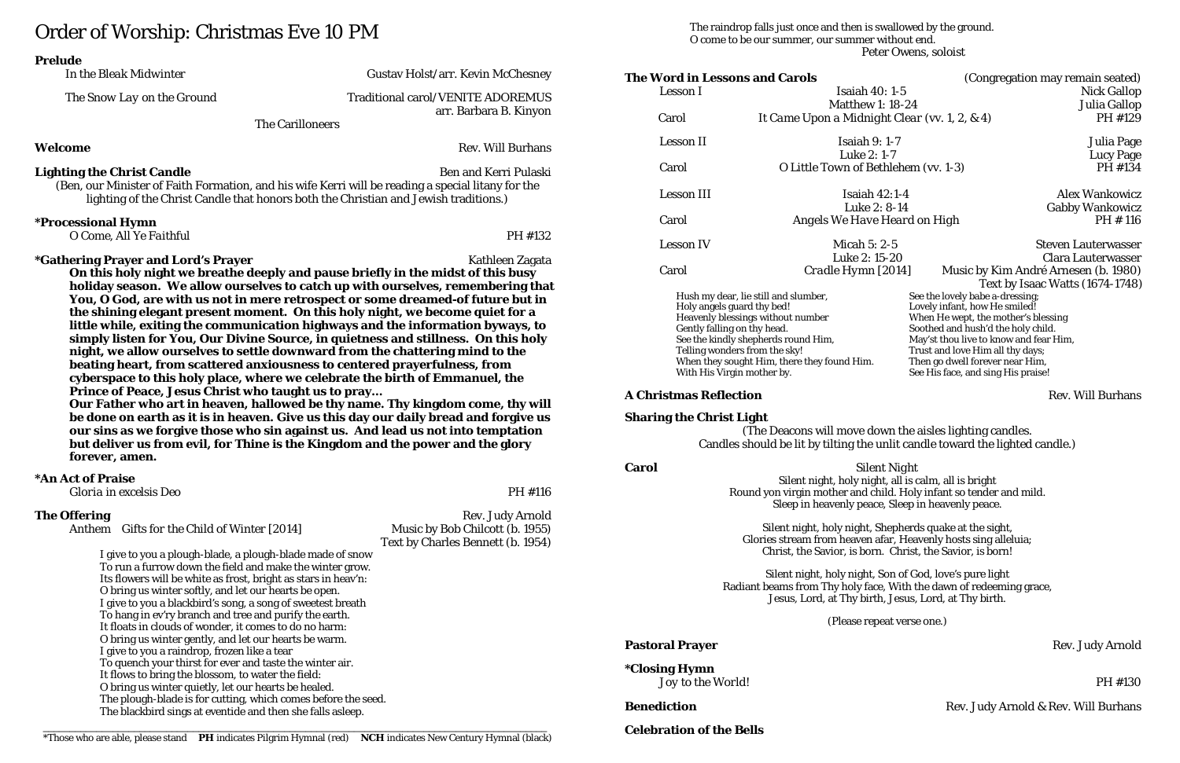# Order of Worship: Christmas Eve 10 PM

**Prelude**

*In the Bleak Midwinter* — Gustav Holst/arr. Kevin McChesney

*The Snow Lay on the Ground* — Traditional carol/VENITE ADOREMUS arr. Barbara B. Kinyon

The Carilloneers

**Welcome** — Rev. Will Burhans

**Lighting the Christ Candle** — Ben and Kerri Pulaski

(Ben, our Minister of Faith Formation, and his wife Kerri will be reading a special litany for the lighting of the Christ Candle that honors both the Christian and Jewish traditions.)

**\*Processional Hymn**

*O Come, All Ye Faithful* — PH #132

**\*Gathering Prayer and Lord's Prayer** — Kathleen Zagata

**On this holy night we breathe deeply and pause briefly in the midst of this busy holiday season. We allow ourselves to catch up with ourselves, remembering that You, O God, are with us not in mere retrospect or some dreamed-of future but in the shining elegant present moment. On this holy night, we become quiet for a little while, exiting the communication highways and the information byways, to simply listen for You, Our Divine Source, in quietness and stillness. On this holy night, we allow ourselves to settle downward from the chattering mind to the beating heart, from scattered anxiousness to centered prayerfulness, from cyberspace to this holy place, where we celebrate the birth of Emmanuel, the Prince of Peace, Jesus Christ who taught us to pray…**

**Our Father who art in heaven, hallowed be thy name. Thy kingdom come, thy will be done on earth as it is in heaven. Give us this day our daily bread and forgive us our sins as we forgive those who sin against us. And lead us not into temptation but deliver us from evil, for Thine is the Kingdom and the power and the glory forever, amen.**

**\*An Act of Praise**

*Gloria in excelsis Deo* — PH #116

**The Offering** — Rev. Judy Arnold

Anthem *Gifts for the Child of Winter [2014]* — Music by Bob Chilcott (b. 1955), Text by Charles Bennett (b. 1954)

I give to you a plough-blade, a plough-blade made of snow
To run a furrow down the field and make the winter grow.
Its flowers will be white as frost, bright as stars in heav'n:
O bring us winter softly, and let our hearts be open.
I give to you a blackbird's song, a song of sweetest breath
To hang in ev'ry branch and tree and purify the earth.
It floats in clouds of wonder, it comes to do no harm:
O bring us winter gently, and let our hearts be warm.
I give to you a raindrop, frozen like a tear
To quench your thirst for ever and taste the winter air.
It flows to bring the blossom, to water the field:
O bring us winter quietly, let our hearts be healed.
The plough-blade is for cutting, which comes before the seed.
The blackbird sings at eventide and then she falls asleep.
The raindrop falls just once and then is swallowed by the ground.
O come to be our summer, our summer without end.

Peter Owens, soloist

**The Word in Lessons and Carols** (Congregation may remain seated)

| | | |
|---|---|---|
| Lesson I | Isaiah 40: 1-5 | Nick Gallop |
| | Matthew 1: 18-24 | Julia Gallop |
| Carol | *It Came Upon a Midnight Clear* (vv. 1, 2, & 4) | PH #129 |
| Lesson II | Isaiah 9: 1-7 | Julia Page |
| | Luke 2: 1-7 | Lucy Page |
| Carol | *O Little Town of Bethlehem* (vv. 1-3) | PH #134 |
| Lesson III | Isaiah 42:1-4 | Alex Wankowicz |
| | Luke 2: 8-14 | Gabby Wankowicz |
| Carol | *Angels We Have Heard on High* | PH # 116 |
| Lesson IV | Micah 5: 2-5 | Steven Lauterwasser |
| | Luke 2: 15-20 | Clara Lauterwasser |
| Carol | *Cradle Hymn [2014]* | Music by Kim André Arnesen (b. 1980), Text by Isaac Watts (1674-1748) |

Hush my dear, lie still and slumber,
Holy angels guard thy bed!
Heavenly blessings without number
Gently falling on thy head.
See the kindly shepherds round Him,
Telling wonders from the sky!
When they sought Him, there they found Him.
With His Virgin mother by.

See the lovely babe a-dressing;
Lovely infant, how He smiled!
When He wept, the mother's blessing
Soothed and hush'd the holy child.
May'st thou live to know and fear Him,
Trust and love Him all thy days;
Then go dwell forever near Him,
See His face, and sing His praise!

**A Christmas Reflection** — Rev. Will Burhans

**Sharing the Christ Light**

(The Deacons will move down the aisles lighting candles. Candles should be lit by tilting the unlit candle toward the lighted candle.)

**Carol** — *Silent Night*

Silent night, holy night, all is calm, all is bright
Round yon virgin mother and child. Holy infant so tender and mild.
Sleep in heavenly peace, Sleep in heavenly peace.

Silent night, holy night, Shepherds quake at the sight,
Glories stream from heaven afar, Heavenly hosts sing alleluia;
Christ, the Savior, is born. Christ, the Savior, is born!

Silent night, holy night, Son of God, love's pure light
Radiant beams from Thy holy face, With the dawn of redeeming grace,
Jesus, Lord, at Thy birth, Jesus, Lord, at Thy birth.

(Please repeat verse one.)

**Pastoral Prayer** — Rev. Judy Arnold

**\*Closing Hymn**

*Joy to the World!* — PH #130

**Benediction** — Rev. Judy Arnold & Rev. Will Burhans

**Celebration of the Bells**

---

\*Those who are able, please stand **PH** indicates Pilgrim Hymnal (red) **NCH** indicates New Century Hymnal (black)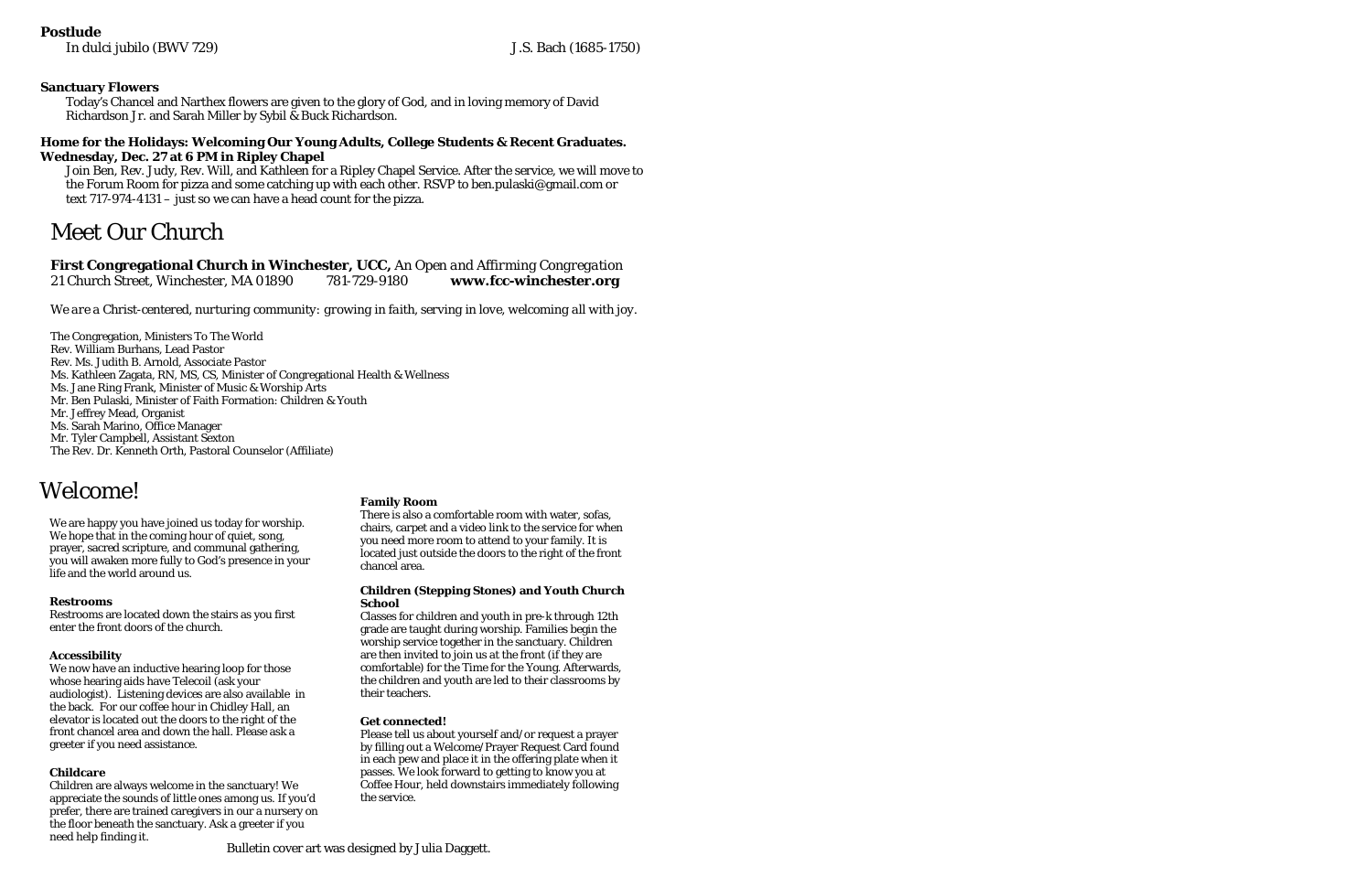**Postlude**

In dulci jubilo (BWV 729) J.S. Bach (1685-1750)

**Sanctuary Flowers**

Today's Chancel and Narthex flowers are given to the glory of God, and in loving memory of David Richardson Jr. and Sarah Miller by Sybil & Buck Richardson.

**Home for the Holidays: Welcoming Our Young Adults, College Students & Recent Graduates. Wednesday, Dec. 27 at 6 PM in Ripley Chapel**

Join Ben, Rev. Judy, Rev. Will, and Kathleen for a Ripley Chapel Service. After the service, we will move to the Forum Room for pizza and some catching up with each other. RSVP to ben.pulaski@gmail.com or text 717-974-4131 – just so we can have a head count for the pizza.

# Meet Our Church

**First Congregational Church in Winchester, UCC,** *An Open and Affirming Congregation*
21 Church Street, Winchester, MA 01890 781-729-9180 **www.fcc-winchester.org**

*We are a Christ-centered, nurturing community: growing in faith, serving in love, welcoming all with joy.*

The Congregation, Ministers To The World
Rev. William Burhans, Lead Pastor
Rev. Ms. Judith B. Arnold, Associate Pastor
Ms. Kathleen Zagata, RN, MS, CS, Minister of Congregational Health & Wellness
Ms. Jane Ring Frank, Minister of Music & Worship Arts
Mr. Ben Pulaski, Minister of Faith Formation: Children & Youth
Mr. Jeffrey Mead, Organist
Ms. Sarah Marino, Office Manager
Mr. Tyler Campbell, Assistant Sexton
The Rev. Dr. Kenneth Orth, Pastoral Counselor (Affiliate)

# Welcome!

We are happy you have joined us today for worship. We hope that in the coming hour of quiet, song, prayer, sacred scripture, and communal gathering, you will awaken more fully to God's presence in your life and the world around us.

**Restrooms**

Restrooms are located down the stairs as you first enter the front doors of the church.

**Accessibility**

We now have an inductive hearing loop for those whose hearing aids have Telecoil (ask your audiologist). Listening devices are also available in the back. For our coffee hour in Chidley Hall, an elevator is located out the doors to the right of the front chancel area and down the hall. Please ask a greeter if you need assistance.

**Childcare**

Children are always welcome in the sanctuary! We appreciate the sounds of little ones among us. If you'd prefer, there are trained caregivers in our a nursery on the floor beneath the sanctuary. Ask a greeter if you need help finding it.

**Family Room**

There is also a comfortable room with water, sofas, chairs, carpet and a video link to the service for when you need more room to attend to your family. It is located just outside the doors to the right of the front chancel area.

**Children (Stepping Stones) and Youth Church School**

Classes for children and youth in pre-k through 12th grade are taught during worship. Families begin the worship service together in the sanctuary. Children are then invited to join us at the front (if they are comfortable) for the Time for the Young. Afterwards, the children and youth are led to their classrooms by their teachers.

**Get connected!**

Please tell us about yourself and/or request a prayer by filling out a Welcome/Prayer Request Card found in each pew and place it in the offering plate when it passes. We look forward to getting to know you at Coffee Hour, held downstairs immediately following the service.

Bulletin cover art was designed by Julia Daggett.